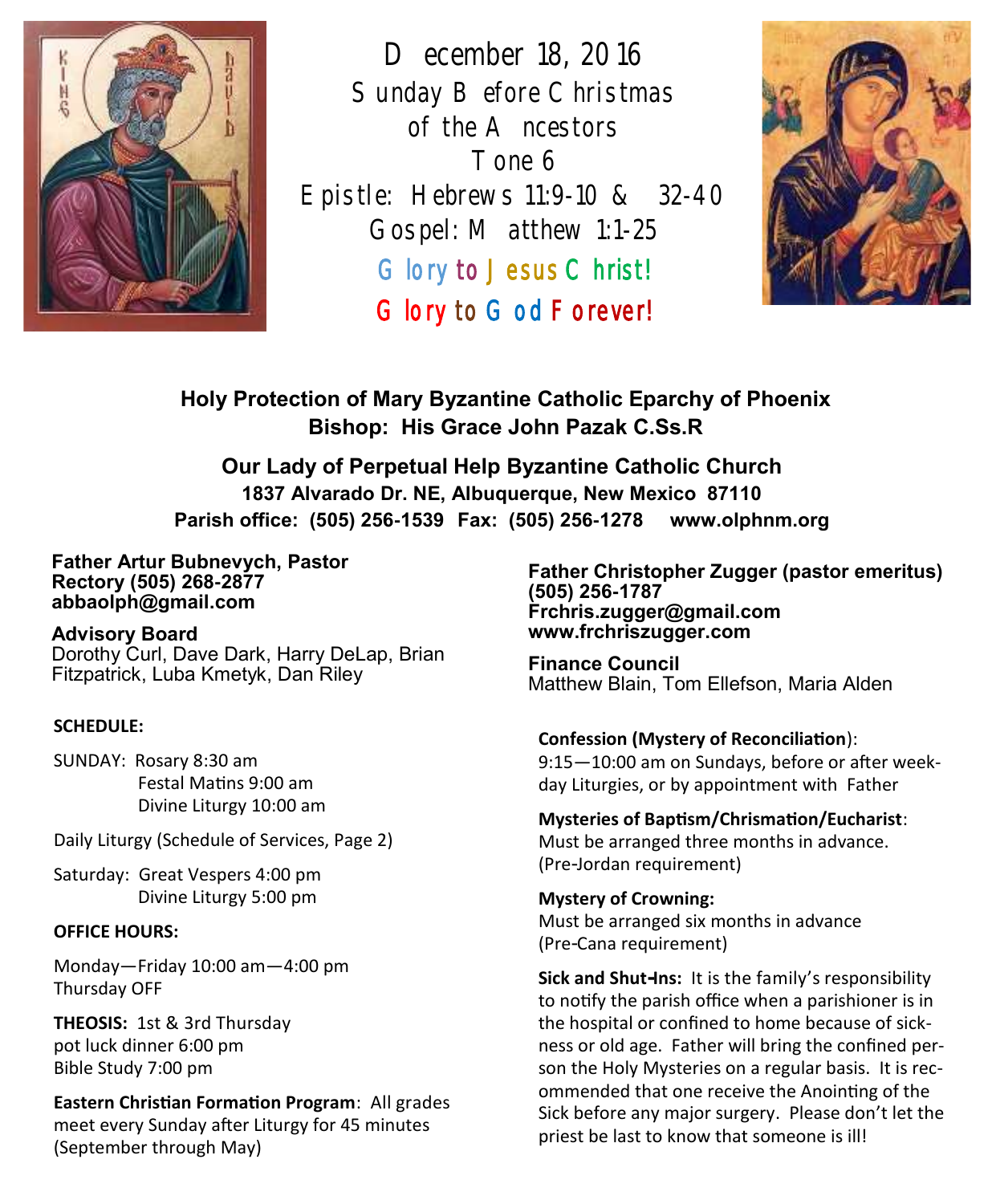# December 18, 2016

## Sunday Before Christmas of the Ancestors

Tone 6

Epistle: Hebrews 11:9-10 & 32-40

Gospel: Matthew 1:1-25

Glory to Jesus Christ!

Glory to God Forever!

**Holy Protection of Mary Byzantine Catholic Eparchy of Phoenix**
**Bishop: His Grace John Pazak C.Ss.R**

**Our Lady of Perpetual Help Byzantine Catholic Church**
**1837 Alvarado Dr. NE, Albuquerque, New Mexico 87110**
**Parish office: (505) 256-1539 Fax: (505) 256-1278 www.olphnm.org**

**Father Artur Bubnevych, Pastor**
**Rectory (505) 268-2877**
**abbaolph@gmail.com**

**Advisory Board**
Dorothy Curl, Dave Dark, Harry DeLap, Brian Fitzpatrick, Luba Kmetyk, Dan Riley

**SCHEDULE:**

SUNDAY: Rosary 8:30 am
Festal Matins 9:00 am
Divine Liturgy 10:00 am

Daily Liturgy (Schedule of Services, Page 2)

Saturday: Great Vespers 4:00 pm
Divine Liturgy 5:00 pm

**OFFICE HOURS:**

Monday—Friday 10:00 am—4:00 pm
Thursday OFF

**THEOSIS:** 1st & 3rd Thursday
pot luck dinner 6:00 pm
Bible Study 7:00 pm

**Eastern Christian Formation Program**: All grades meet every Sunday after Liturgy for 45 minutes (September through May)

**Father Christopher Zugger (pastor emeritus)**
**(505) 256-1787**
**Frchris.zugger@gmail.com**
**www.frchriszugger.com**

**Finance Council**
Matthew Blain, Tom Ellefson, Maria Alden

**Confession (Mystery of Reconciliation**):
9:15—10:00 am on Sundays, before or after weekday Liturgies, or by appointment with Father

**Mysteries of Baptism/Chrismation/Eucharist**:
Must be arranged three months in advance.
(Pre-Jordan requirement)

**Mystery of Crowning:**
Must be arranged six months in advance
(Pre-Cana requirement)

**Sick and Shut-Ins:** It is the family's responsibility to notify the parish office when a parishioner is in the hospital or confined to home because of sickness or old age. Father will bring the confined person the Holy Mysteries on a regular basis. It is recommended that one receive the Anointing of the Sick before any major surgery. Please don't let the priest be last to know that someone is ill!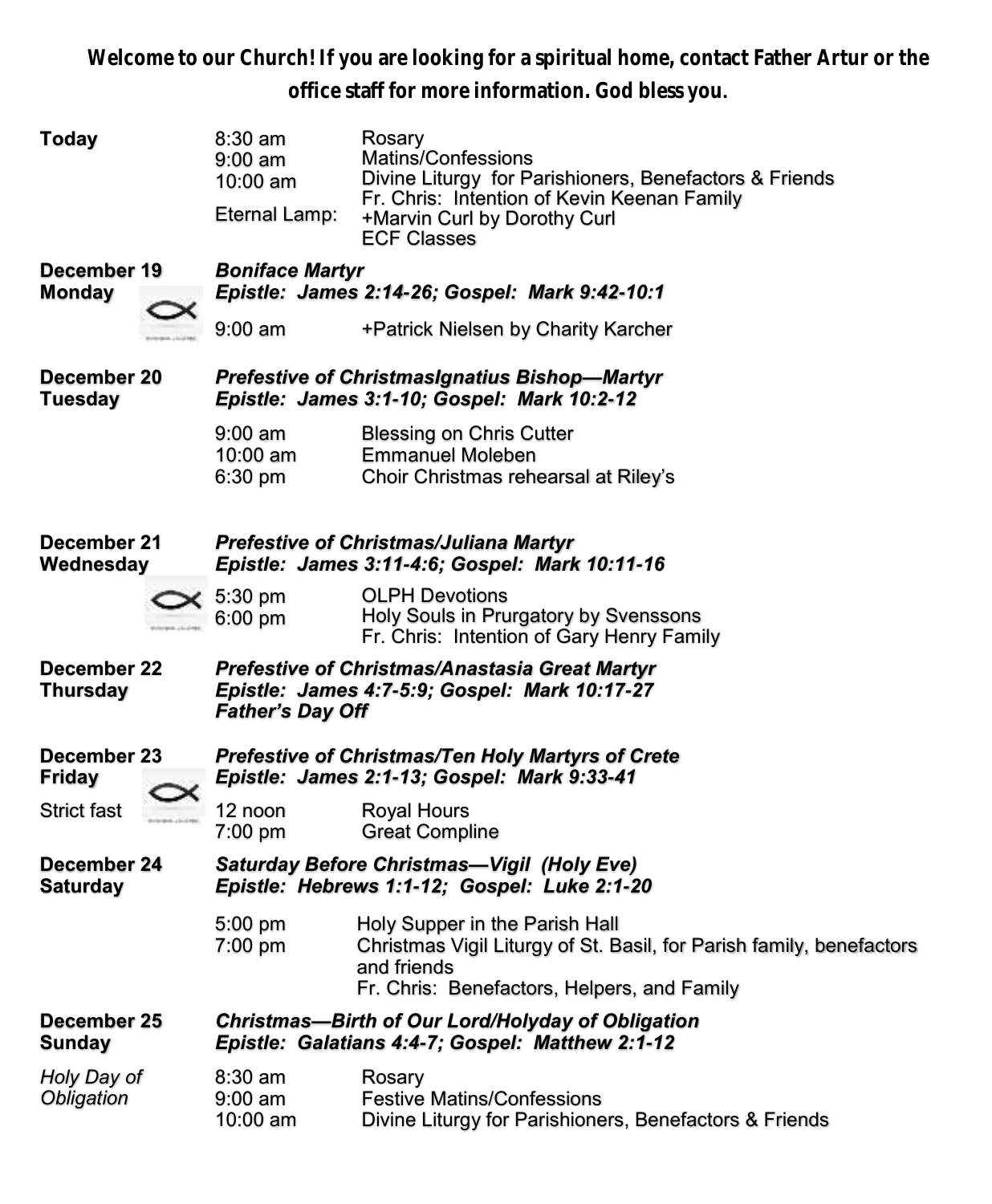**Welcome to our Church! If you are looking for a spiritual home, contact Father Artur or the office staff for more information. God bless you.**

| | | |
|---|---|---|
| **Today** | 8:30 am | Rosary |
| | 9:00 am | Matins/Confessions |
| | 10:00 am | Divine Liturgy for Parishioners, Benefactors & Friends |
| | | Fr. Chris: Intention of Kevin Keenan Family |
| | Eternal Lamp: | +Marvin Curl by Dorothy Curl |
| | | ECF Classes |
| **December 19 Monday** | ***Boniface Martyr*** | |
| | ***Epistle: James 2:14-26; Gospel: Mark 9:42-10:1*** | |
| | 9:00 am | +Patrick Nielsen by Charity Karcher |
| **December 20 Tuesday** | ***Prefestive of ChristmasIgnatius Bishop—Martyr*** | |
| | ***Epistle: James 3:1-10; Gospel: Mark 10:2-12*** | |
| | 9:00 am | Blessing on Chris Cutter |
| | 10:00 am | Emmanuel Moleben |
| | 6:30 pm | Choir Christmas rehearsal at Riley's |
| **December 21 Wednesday** | ***Prefestive of Christmas/Juliana Martyr*** | |
| | ***Epistle: James 3:11-4:6; Gospel: Mark 10:11-16*** | |
| | 5:30 pm | OLPH Devotions |
| | 6:00 pm | Holy Souls in Prurgatory by Svenssons |
| | | Fr. Chris: Intention of Gary Henry Family |
| **December 22 Thursday** | ***Prefestive of Christmas/Anastasia Great Martyr*** | |
| | ***Epistle: James 4:7-5:9; Gospel: Mark 10:17-27*** | |
| | ***Father's Day Off*** | |
| **December 23 Friday** | ***Prefestive of Christmas/Ten Holy Martyrs of Crete*** | |
| | ***Epistle: James 2:1-13; Gospel: Mark 9:33-41*** | |
| Strict fast | 12 noon | Royal Hours |
| | 7:00 pm | Great Compline |
| **December 24 Saturday** | ***Saturday Before Christmas—Vigil (Holy Eve)*** | |
| | ***Epistle: Hebrews 1:1-12; Gospel: Luke 2:1-20*** | |
| | 5:00 pm | Holy Supper in the Parish Hall |
| | 7:00 pm | Christmas Vigil Liturgy of St. Basil, for Parish family, benefactors and friends |
| | | Fr. Chris: Benefactors, Helpers, and Family |
| **December 25 Sunday** | ***Christmas—Birth of Our Lord/Holyday of Obligation*** | |
| | ***Epistle: Galatians 4:4-7; Gospel: Matthew 2:1-12*** | |
| *Holy Day of Obligation* | 8:30 am | Rosary |
| | 9:00 am | Festive Matins/Confessions |
| | 10:00 am | Divine Liturgy for Parishioners, Benefactors & Friends |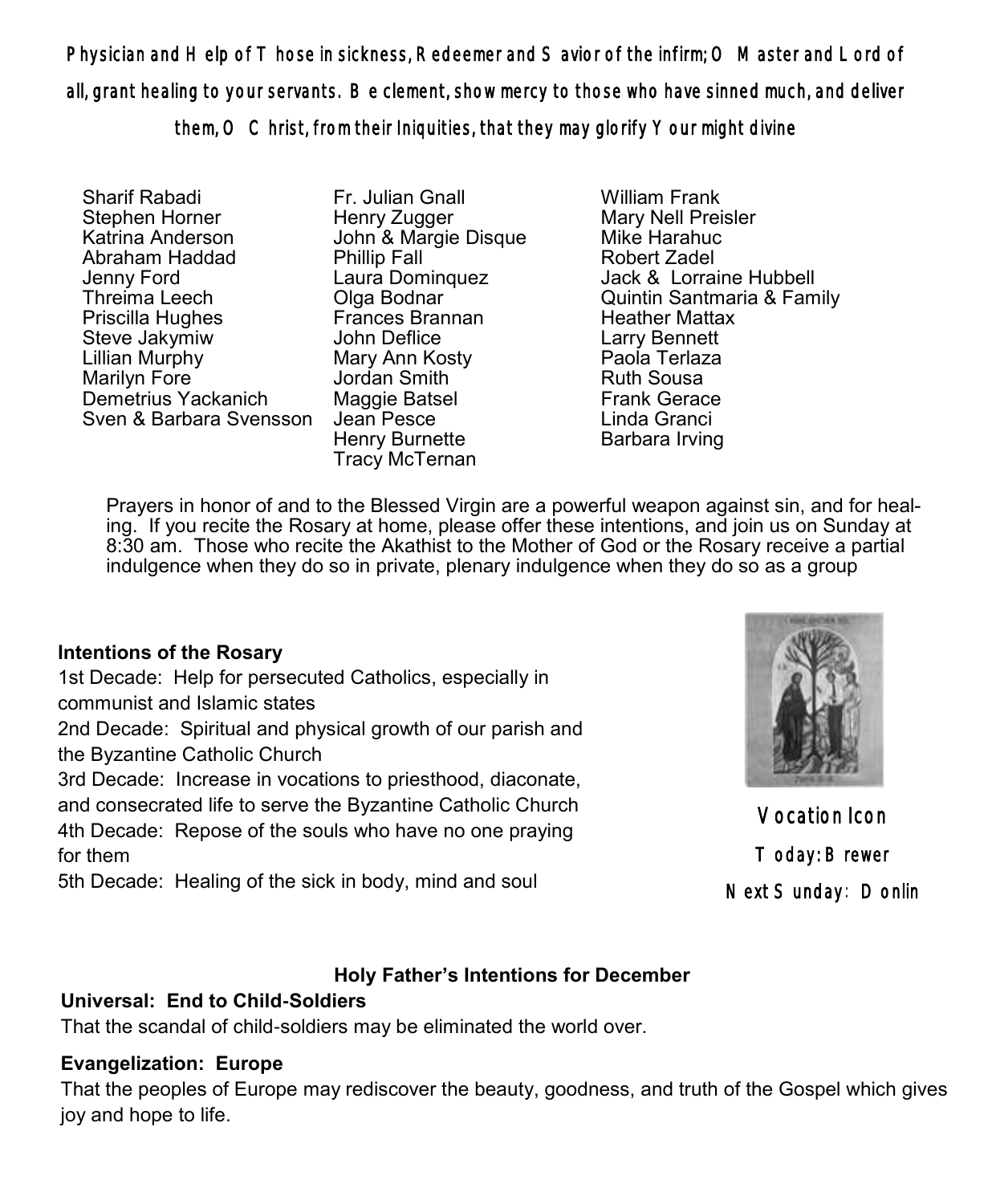Physician and Help of Those in sickness, Redeemer and Savior of the infirm; O Master and Lord of all, grant healing to your servants. Be clement, show mercy to those who have sinned much, and deliver them, O Christ, from their Iniquities, that they may glorify Your might divine

Sharif Rabadi
Stephen Horner
Katrina Anderson
Abraham Haddad
Jenny Ford
Threima Leech
Priscilla Hughes
Steve Jakymiw
Lillian Murphy
Marilyn Fore
Demetrius Yackanich
Sven & Barbara Svensson
Fr. Julian Gnall
Henry Zugger
John & Margie Disque
Phillip Fall
Laura Dominquez
Olga Bodnar
Frances Brannan
John Deflice
Mary Ann Kosty
Jordan Smith
Maggie Batsel
Jean Pesce
Henry Burnette
Tracy McTernan
William Frank
Mary Nell Preisler
Mike Harahuc
Robert Zadel
Jack & Lorraine Hubbell
Quintin Santmaria & Family
Heather Mattax
Larry Bennett
Paola Terlaza
Ruth Sousa
Frank Gerace
Linda Granci
Barbara Irving

Prayers in honor of and to the Blessed Virgin are a powerful weapon against sin, and for healing. If you recite the Rosary at home, please offer these intentions, and join us on Sunday at 8:30 am. Those who recite the Akathist to the Mother of God or the Rosary receive a partial indulgence when they do so in private, plenary indulgence when they do so as a group

**Intentions of the Rosary**

1st Decade: Help for persecuted Catholics, especially in communist and Islamic states
2nd Decade: Spiritual and physical growth of our parish and the Byzantine Catholic Church
3rd Decade: Increase in vocations to priesthood, diaconate, and consecrated life to serve the Byzantine Catholic Church
4th Decade: Repose of the souls who have no one praying for them
5th Decade: Healing of the sick in body, mind and soul

Vocation Icon
Today: Brewer
Next Sunday: Donlin

**Holy Father's Intentions for December**

**Universal: End to Child-Soldiers**

That the scandal of child-soldiers may be eliminated the world over.

**Evangelization: Europe**

That the peoples of Europe may rediscover the beauty, goodness, and truth of the Gospel which gives joy and hope to life.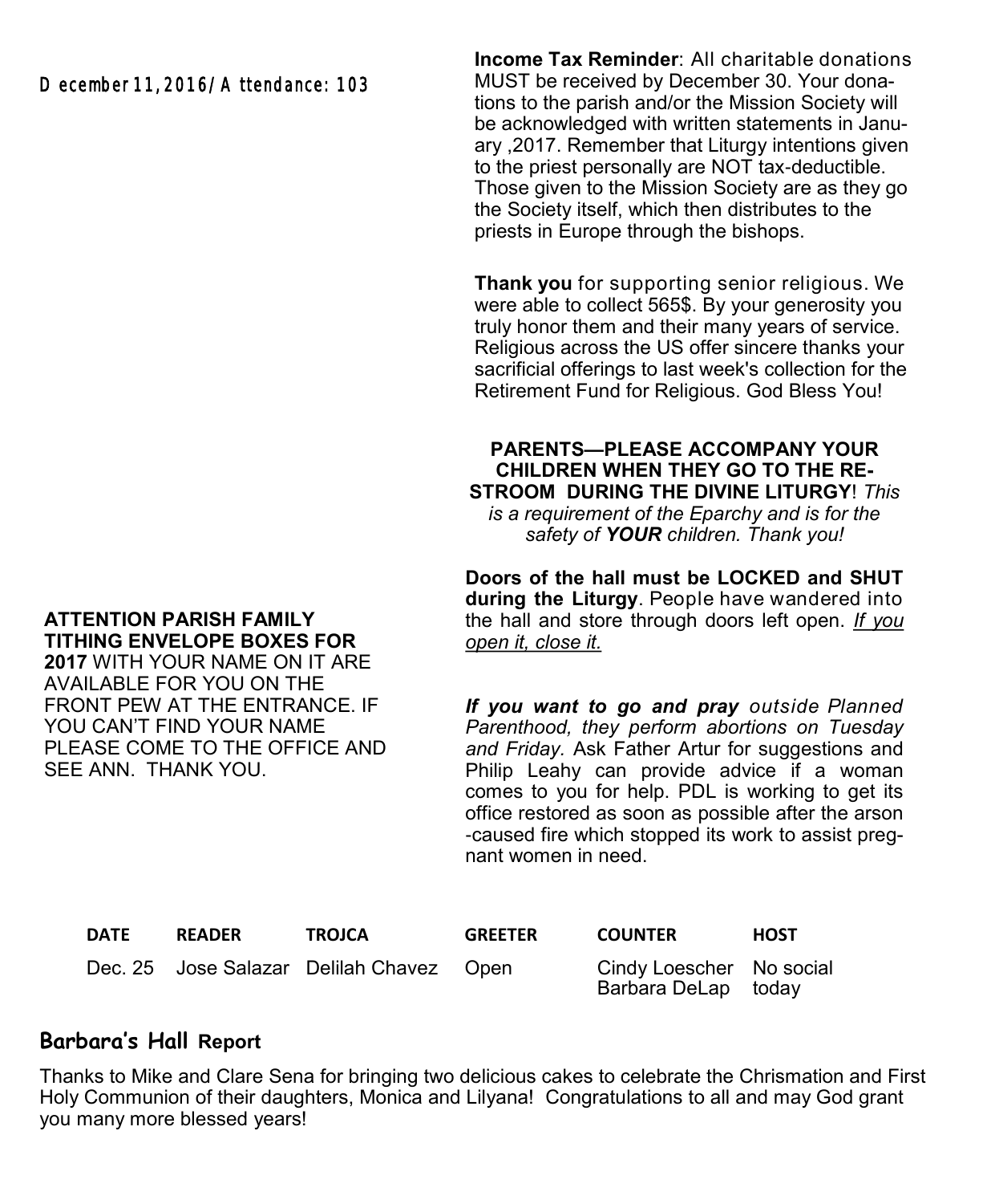December 11, 2016 / Attendance: 103

**ATTENTION PARISH FAMILY TITHING ENVELOPE BOXES FOR 2017** WITH YOUR NAME ON IT ARE AVAILABLE FOR YOU ON THE FRONT PEW AT THE ENTRANCE. IF YOU CAN'T FIND YOUR NAME PLEASE COME TO THE OFFICE AND SEE ANN. THANK YOU.

**Income Tax Reminder**: All charitable donations MUST be received by December 30. Your donations to the parish and/or the Mission Society will be acknowledged with written statements in January ,2017. Remember that Liturgy intentions given to the priest personally are NOT tax-deductible. Those given to the Mission Society are as they go the Society itself, which then distributes to the priests in Europe through the bishops.

**Thank you** for supporting senior religious. We were able to collect 565$. By your generosity you truly honor them and their many years of service. Religious across the US offer sincere thanks your sacrificial offerings to last week's collection for the Retirement Fund for Religious. God Bless You!

**PARENTS—PLEASE ACCOMPANY YOUR CHILDREN WHEN THEY GO TO THE RESTROOM DURING THE DIVINE LITURGY**! *This is a requirement of the Eparchy and is for the safety of **YOUR** children. Thank you!*

**Doors of the hall must be LOCKED and SHUT during the Liturgy**. People have wandered into the hall and store through doors left open. *If you open it, close it.*

***If you want to go and pray*** *outside Planned Parenthood, they perform abortions on Tuesday and Friday.* Ask Father Artur for suggestions and Philip Leahy can provide advice if a woman comes to you for help. PDL is working to get its office restored as soon as possible after the arson-caused fire which stopped its work to assist pregnant women in need.

| DATE | READER | TROJCA | GREETER | COUNTER | HOST |
|---|---|---|---|---|---|
| Dec. 25 | Jose Salazar | Delilah Chavez | Open | Cindy Loescher Barbara DeLap | No social today |

## Barbara's Hall Report

Thanks to Mike and Clare Sena for bringing two delicious cakes to celebrate the Chrismation and First Holy Communion of their daughters, Monica and Lilyana! Congratulations to all and may God grant you many more blessed years!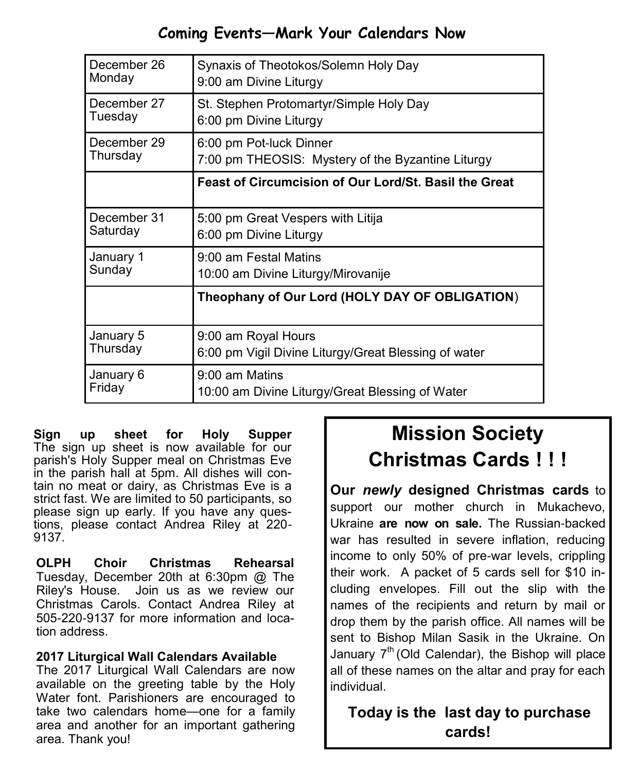## Coming Events—Mark Your Calendars Now

| | |
|---|---|
| December 26<br>Monday | Synaxis of Theotokos/Solemn Holy Day<br>9:00 am Divine Liturgy |
| December 27<br>Tuesday | St. Stephen Protomartyr/Simple Holy Day<br>6:00 pm Divine Liturgy |
| December 29<br>Thursday | 6:00 pm Pot-luck Dinner<br>7:00 pm THEOSIS: Mystery of the Byzantine Liturgy |
| | **Feast of Circumcision of Our Lord/St. Basil the Great** |
| December 31<br>Saturday | 5:00 pm Great Vespers with Litija<br>6:00 pm Divine Liturgy |
| January 1<br>Sunday | 9:00 am Festal Matins<br>10:00 am Divine Liturgy/Mirovanije |
| | **Theophany of Our Lord (HOLY DAY OF OBLIGATION**) |
| January 5<br>Thursday | 9:00 am Royal Hours<br>6:00 pm Vigil Divine Liturgy/Great Blessing of water |
| January 6<br>Friday | 9:00 am Matins<br>10:00 am Divine Liturgy/Great Blessing of Water |

**Sign up sheet for Holy Supper**
The sign up sheet is now available for our parish's Holy Supper meal on Christmas Eve in the parish hall at 5pm. All dishes will contain no meat or dairy, as Christmas Eve is a strict fast. We are limited to 50 participants, so please sign up early. If you have any questions, please contact Andrea Riley at 220-9137.

**OLPH Choir Christmas Rehearsal**
Tuesday, December 20th at 6:30pm @ The Riley's House. Join us as we review our Christmas Carols. Contact Andrea Riley at 505-220-9137 for more information and location address.

**2017 Liturgical Wall Calendars Available**
The 2017 Liturgical Wall Calendars are now available on the greeting table by the Holy Water font. Parishioners are encouraged to take two calendars home—one for a family area and another for an important gathering area. Thank you!

## Mission Society Christmas Cards ! ! !

**Our *newly* designed Christmas cards** to support our mother church in Mukachevo, Ukraine **are now on sale.** The Russian-backed war has resulted in severe inflation, reducing income to only 50% of pre-war levels, crippling their work. A packet of 5 cards sell for $10 including envelopes. Fill out the slip with the names of the recipients and return by mail or drop them by the parish office. All names will be sent to Bishop Milan Sasik in the Ukraine. On January 7th (Old Calendar), the Bishop will place all of these names on the altar and pray for each individual.

**Today is the last day to purchase cards!**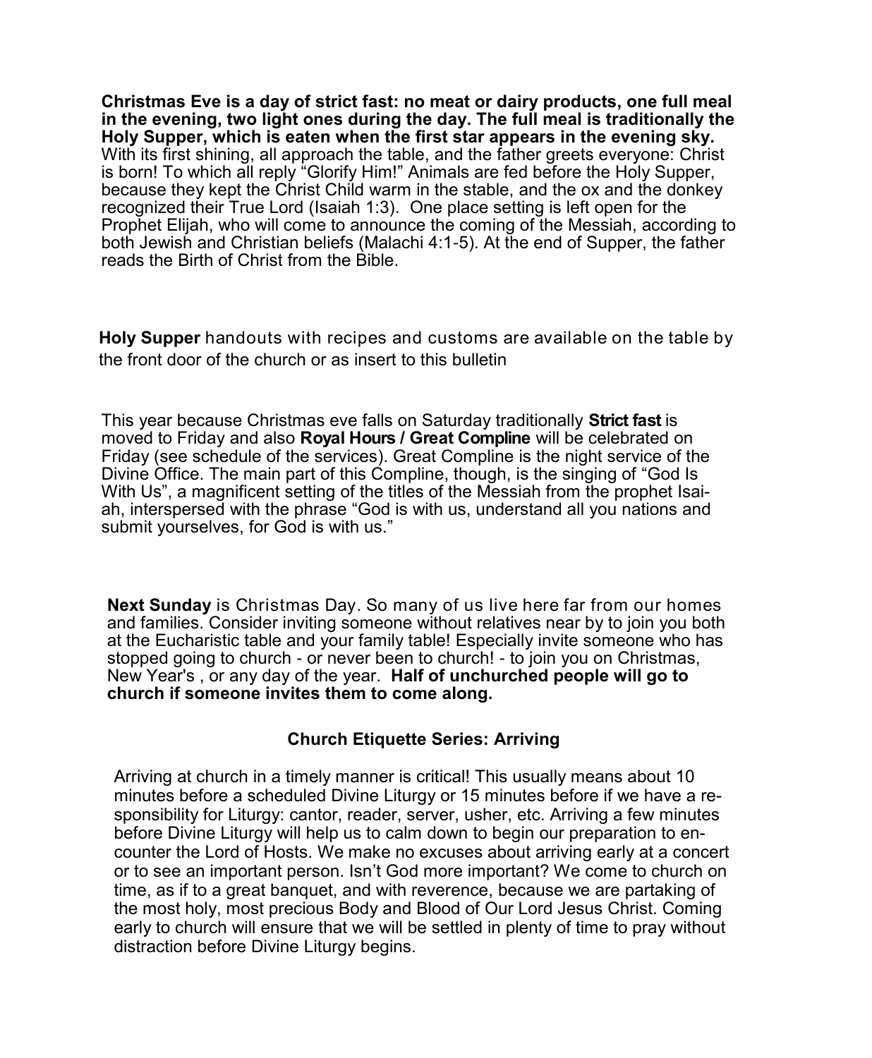**Christmas Eve is a day of strict fast: no meat or dairy products, one full meal in the evening, two light ones during the day. The full meal is traditionally the Holy Supper, which is eaten when the first star appears in the evening sky.** With its first shining, all approach the table, and the father greets everyone: Christ is born! To which all reply "Glorify Him!" Animals are fed before the Holy Supper, because they kept the Christ Child warm in the stable, and the ox and the donkey recognized their True Lord (Isaiah 1:3). One place setting is left open for the Prophet Elijah, who will come to announce the coming of the Messiah, according to both Jewish and Christian beliefs (Malachi 4:1-5). At the end of Supper, the father reads the Birth of Christ from the Bible.

**Holy Supper** handouts with recipes and customs are available on the table by the front door of the church or as insert to this bulletin

This year because Christmas eve falls on Saturday traditionally **Strict fast** is moved to Friday and also **Royal Hours / Great Compline** will be celebrated on Friday (see schedule of the services). Great Compline is the night service of the Divine Office. The main part of this Compline, though, is the singing of "God Is With Us", a magnificent setting of the titles of the Messiah from the prophet Isaiah, interspersed with the phrase "God is with us, understand all you nations and submit yourselves, for God is with us."

**Next Sunday** is Christmas Day. So many of us live here far from our homes and families. Consider inviting someone without relatives near by to join you both at the Eucharistic table and your family table! Especially invite someone who has stopped going to church - or never been to church! - to join you on Christmas, New Year's , or any day of the year. **Half of unchurched people will go to church if someone invites them to come along.**

### Church Etiquette Series: Arriving

Arriving at church in a timely manner is critical! This usually means about 10 minutes before a scheduled Divine Liturgy or 15 minutes before if we have a responsibility for Liturgy: cantor, reader, server, usher, etc. Arriving a few minutes before Divine Liturgy will help us to calm down to begin our preparation to encounter the Lord of Hosts. We make no excuses about arriving early at a concert or to see an important person. Isn't God more important? We come to church on time, as if to a great banquet, and with reverence, because we are partaking of the most holy, most precious Body and Blood of Our Lord Jesus Christ. Coming early to church will ensure that we will be settled in plenty of time to pray without distraction before Divine Liturgy begins.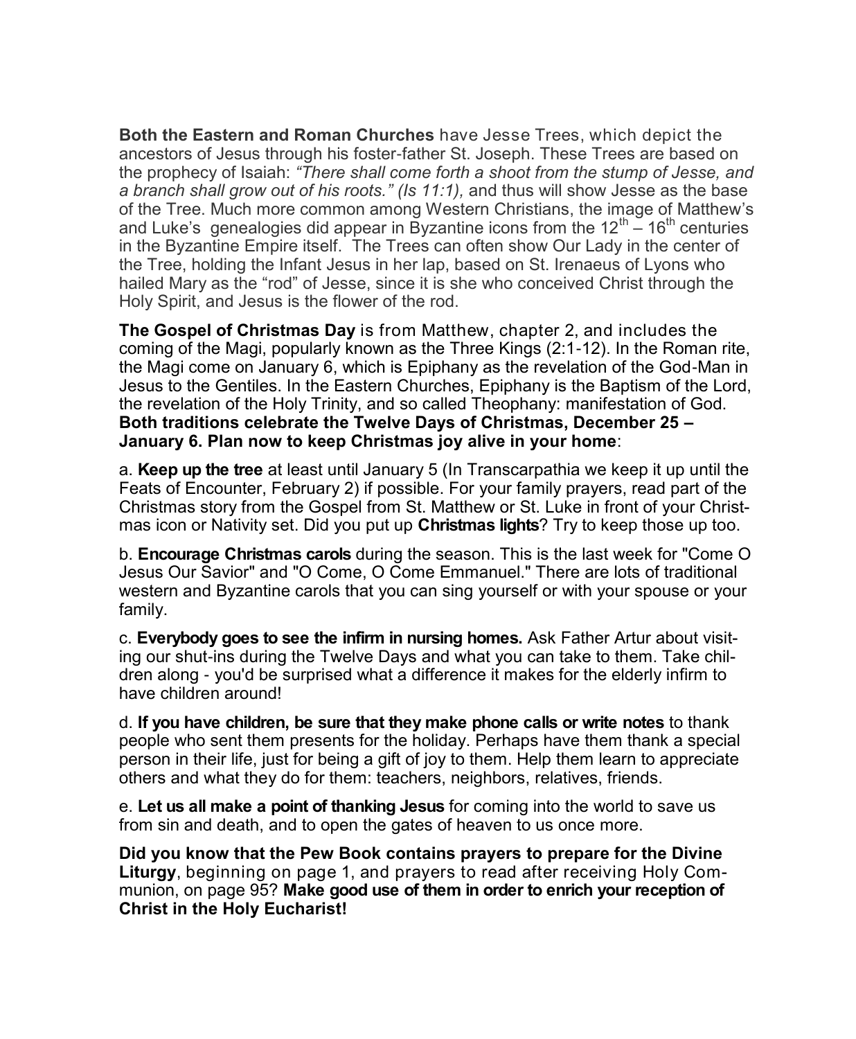**Both the Eastern and Roman Churches** have Jesse Trees, which depict the ancestors of Jesus through his foster-father St. Joseph. These Trees are based on the prophecy of Isaiah: *"There shall come forth a shoot from the stump of Jesse, and a branch shall grow out of his roots." (Is 11:1),* and thus will show Jesse as the base of the Tree. Much more common among Western Christians, the image of Matthew's and Luke's genealogies did appear in Byzantine icons from the 12th – 16th centuries in the Byzantine Empire itself. The Trees can often show Our Lady in the center of the Tree, holding the Infant Jesus in her lap, based on St. Irenaeus of Lyons who hailed Mary as the "rod" of Jesse, since it is she who conceived Christ through the Holy Spirit, and Jesus is the flower of the rod.

**The Gospel of Christmas Day** is from Matthew, chapter 2, and includes the coming of the Magi, popularly known as the Three Kings (2:1-12). In the Roman rite, the Magi come on January 6, which is Epiphany as the revelation of the God-Man in Jesus to the Gentiles. In the Eastern Churches, Epiphany is the Baptism of the Lord, the revelation of the Holy Trinity, and so called Theophany: manifestation of God. **Both traditions celebrate the Twelve Days of Christmas, December 25 – January 6. Plan now to keep Christmas joy alive in your home**:

a. **Keep up the tree** at least until January 5 (In Transcarpathia we keep it up until the Feats of Encounter, February 2) if possible. For your family prayers, read part of the Christmas story from the Gospel from St. Matthew or St. Luke in front of your Christmas icon or Nativity set. Did you put up **Christmas lights**? Try to keep those up too.

b. **Encourage Christmas carols** during the season. This is the last week for "Come O Jesus Our Savior" and "O Come, O Come Emmanuel." There are lots of traditional western and Byzantine carols that you can sing yourself or with your spouse or your family.

c. **Everybody goes to see the infirm in nursing homes.** Ask Father Artur about visiting our shut-ins during the Twelve Days and what you can take to them. Take children along - you'd be surprised what a difference it makes for the elderly infirm to have children around!

d. **If you have children, be sure that they make phone calls or write notes** to thank people who sent them presents for the holiday. Perhaps have them thank a special person in their life, just for being a gift of joy to them. Help them learn to appreciate others and what they do for them: teachers, neighbors, relatives, friends.

e. **Let us all make a point of thanking Jesus** for coming into the world to save us from sin and death, and to open the gates of heaven to us once more.

**Did you know that the Pew Book contains prayers to prepare for the Divine Liturgy**, beginning on page 1, and prayers to read after receiving Holy Communion, on page 95? **Make good use of them in order to enrich your reception of Christ in the Holy Eucharist!**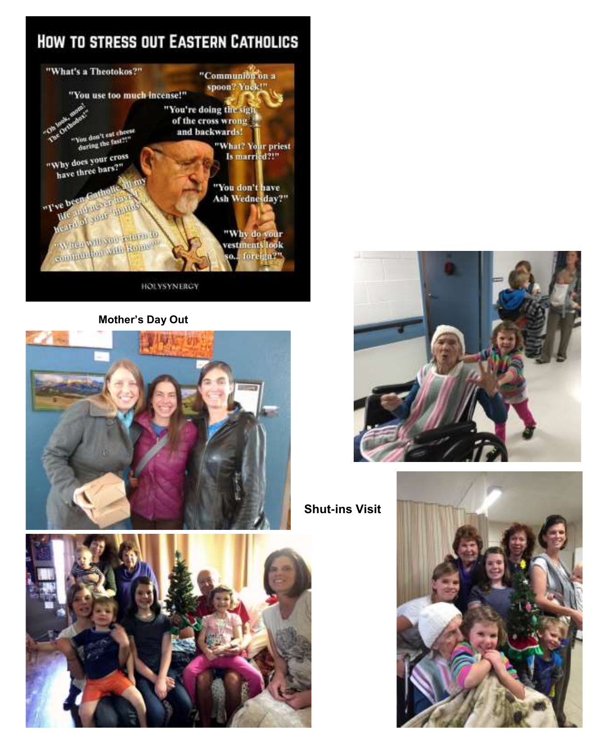**Mother's Day Out**

**Shut-ins Visit**